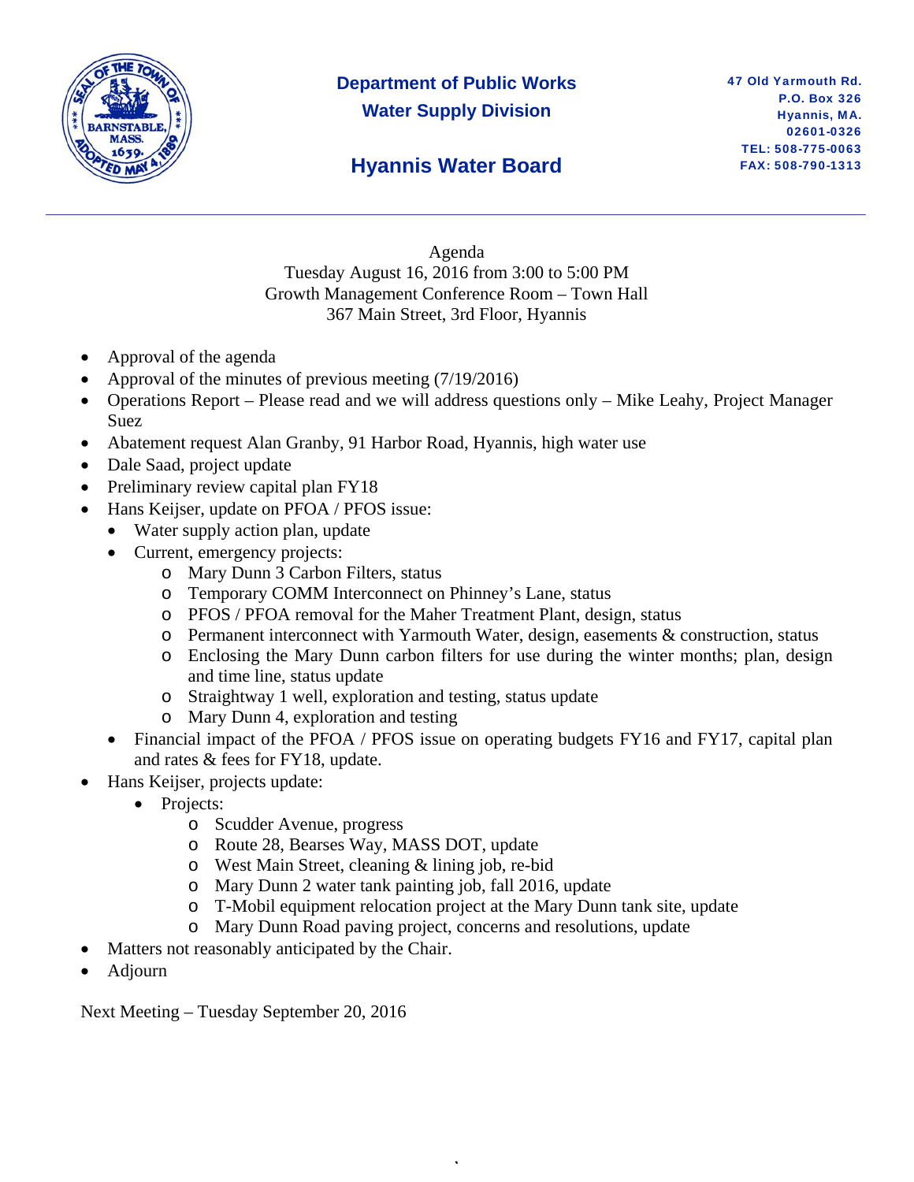**Department of Public Works**
**Water Supply Division**

# Hyannis Water Board

47 Old Yarmouth Rd.
P.O. Box 326
Hyannis, MA.
02601-0326
TEL: 508-775-0063
FAX: 508-790-1313

---

Agenda
Tuesday August 16, 2016 from 3:00 to 5:00 PM
Growth Management Conference Room – Town Hall
367 Main Street, 3rd Floor, Hyannis

- Approval of the agenda
- Approval of the minutes of previous meeting (7/19/2016)
- Operations Report – Please read and we will address questions only – Mike Leahy, Project Manager Suez
- Abatement request Alan Granby, 91 Harbor Road, Hyannis, high water use
- Dale Saad, project update
- Preliminary review capital plan FY18
- Hans Keijser, update on PFOA / PFOS issue:
  - Water supply action plan, update
  - Current, emergency projects:
    - Mary Dunn 3 Carbon Filters, status
    - Temporary COMM Interconnect on Phinney's Lane, status
    - PFOS / PFOA removal for the Maher Treatment Plant, design, status
    - Permanent interconnect with Yarmouth Water, design, easements & construction, status
    - Enclosing the Mary Dunn carbon filters for use during the winter months; plan, design and time line, status update
    - Straightway 1 well, exploration and testing, status update
    - Mary Dunn 4, exploration and testing
  - Financial impact of the PFOA / PFOS issue on operating budgets FY16 and FY17, capital plan and rates & fees for FY18, update.
- Hans Keijser, projects update:
  - Projects:
    - Scudder Avenue, progress
    - Route 28, Bearses Way, MASS DOT, update
    - West Main Street, cleaning & lining job, re-bid
    - Mary Dunn 2 water tank painting job, fall 2016, update
    - T-Mobil equipment relocation project at the Mary Dunn tank site, update
    - Mary Dunn Road paving project, concerns and resolutions, update
- Matters not reasonably anticipated by the Chair.
- Adjourn

Next Meeting – Tuesday September 20, 2016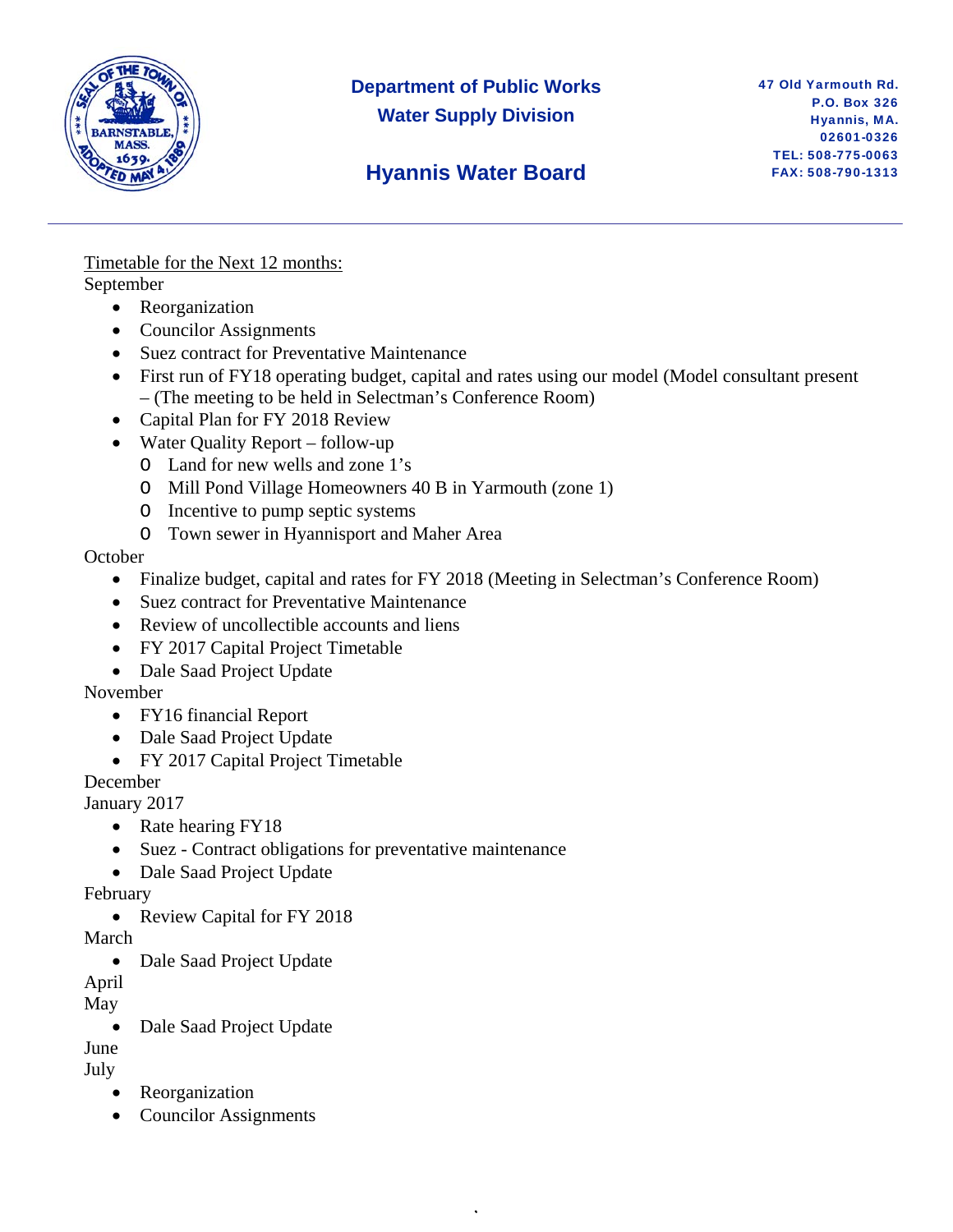**Department of Public Works**
**Water Supply Division**

**Hyannis Water Board**

47 Old Yarmouth Rd.
P.O. Box 326
Hyannis, MA.
02601-0326
TEL: 508-775-0063
FAX: 508-790-1313

---

Timetable for the Next 12 months:

September

- Reorganization
- Councilor Assignments
- Suez contract for Preventative Maintenance
- First run of FY18 operating budget, capital and rates using our model (Model consultant present – (The meeting to be held in Selectman's Conference Room)
- Capital Plan for FY 2018 Review
- Water Quality Report – follow-up
  - Land for new wells and zone 1's
  - Mill Pond Village Homeowners 40 B in Yarmouth (zone 1)
  - Incentive to pump septic systems
  - Town sewer in Hyannisport and Maher Area

October

- Finalize budget, capital and rates for FY 2018 (Meeting in Selectman's Conference Room)
- Suez contract for Preventative Maintenance
- Review of uncollectible accounts and liens
- FY 2017 Capital Project Timetable
- Dale Saad Project Update

November

- FY16 financial Report
- Dale Saad Project Update
- FY 2017 Capital Project Timetable

December

January 2017

- Rate hearing FY18
- Suez - Contract obligations for preventative maintenance
- Dale Saad Project Update

February

- Review Capital for FY 2018

March

- Dale Saad Project Update

April

May

- Dale Saad Project Update

June

July

- Reorganization
- Councilor Assignments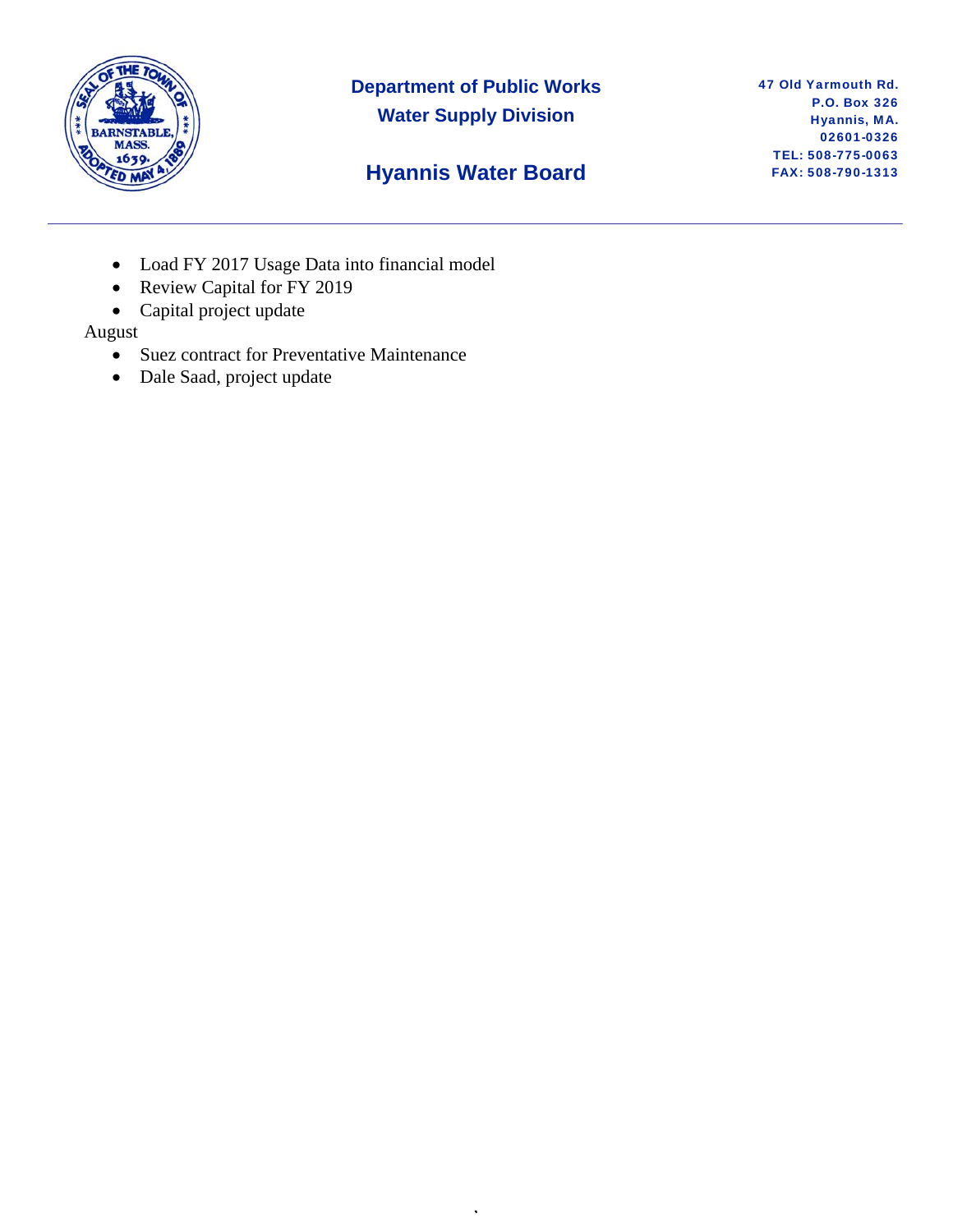- Load FY 2017 Usage Data into financial model
- Review Capital for FY 2019
- Capital project update

August

- Suez contract for Preventative Maintenance
- Dale Saad, project update